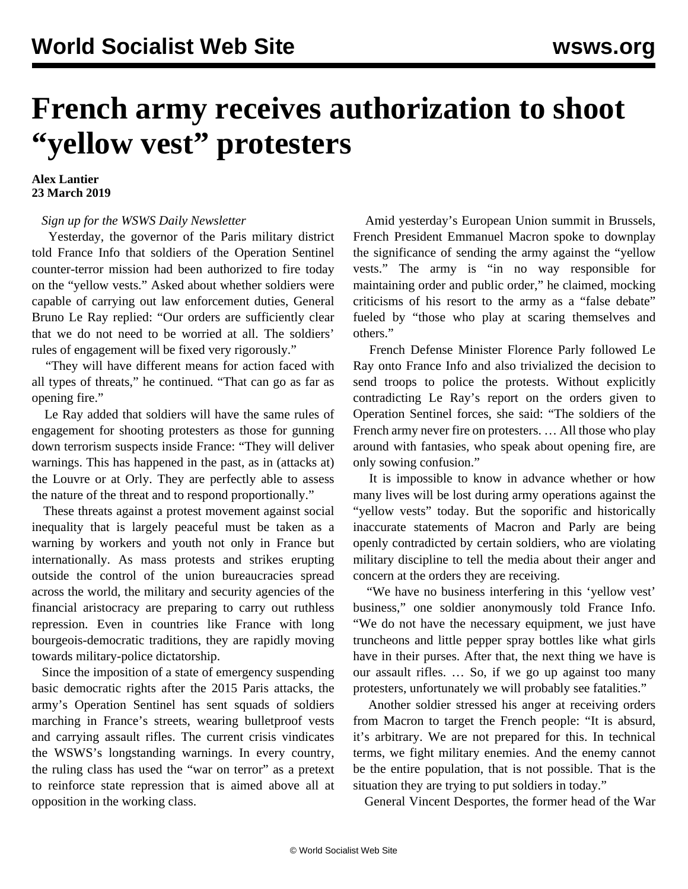# French army receives authorization to shoot "yellow vest" protesters

**Alex Lantier**
**23 March 2019**

*Sign up for the WSWS Daily Newsletter*

Yesterday, the governor of the Paris military district told France Info that soldiers of the Operation Sentinel counter-terror mission had been authorized to fire today on the "yellow vests." Asked about whether soldiers were capable of carrying out law enforcement duties, General Bruno Le Ray replied: "Our orders are sufficiently clear that we do not need to be worried at all. The soldiers' rules of engagement will be fixed very rigorously."

"They will have different means for action faced with all types of threats," he continued. "That can go as far as opening fire."

Le Ray added that soldiers will have the same rules of engagement for shooting protesters as those for gunning down terrorism suspects inside France: "They will deliver warnings. This has happened in the past, as in (attacks at) the Louvre or at Orly. They are perfectly able to assess the nature of the threat and to respond proportionally."

These threats against a protest movement against social inequality that is largely peaceful must be taken as a warning by workers and youth not only in France but internationally. As mass protests and strikes erupting outside the control of the union bureaucracies spread across the world, the military and security agencies of the financial aristocracy are preparing to carry out ruthless repression. Even in countries like France with long bourgeois-democratic traditions, they are rapidly moving towards military-police dictatorship.

Since the imposition of a state of emergency suspending basic democratic rights after the 2015 Paris attacks, the army's Operation Sentinel has sent squads of soldiers marching in France's streets, wearing bulletproof vests and carrying assault rifles. The current crisis vindicates the WSWS's longstanding warnings. In every country, the ruling class has used the "war on terror" as a pretext to reinforce state repression that is aimed above all at opposition in the working class.

Amid yesterday's European Union summit in Brussels, French President Emmanuel Macron spoke to downplay the significance of sending the army against the "yellow vests." The army is "in no way responsible for maintaining order and public order," he claimed, mocking criticisms of his resort to the army as a "false debate" fueled by "those who play at scaring themselves and others."

French Defense Minister Florence Parly followed Le Ray onto France Info and also trivialized the decision to send troops to police the protests. Without explicitly contradicting Le Ray's report on the orders given to Operation Sentinel forces, she said: "The soldiers of the French army never fire on protesters. … All those who play around with fantasies, who speak about opening fire, are only sowing confusion."

It is impossible to know in advance whether or how many lives will be lost during army operations against the "yellow vests" today. But the soporific and historically inaccurate statements of Macron and Parly are being openly contradicted by certain soldiers, who are violating military discipline to tell the media about their anger and concern at the orders they are receiving.

"We have no business interfering in this 'yellow vest' business," one soldier anonymously told France Info. "We do not have the necessary equipment, we just have truncheons and little pepper spray bottles like what girls have in their purses. After that, the next thing we have is our assault rifles. … So, if we go up against too many protesters, unfortunately we will probably see fatalities."

Another soldier stressed his anger at receiving orders from Macron to target the French people: "It is absurd, it's arbitrary. We are not prepared for this. In technical terms, we fight military enemies. And the enemy cannot be the entire population, that is not possible. That is the situation they are trying to put soldiers in today."

General Vincent Desportes, the former head of the War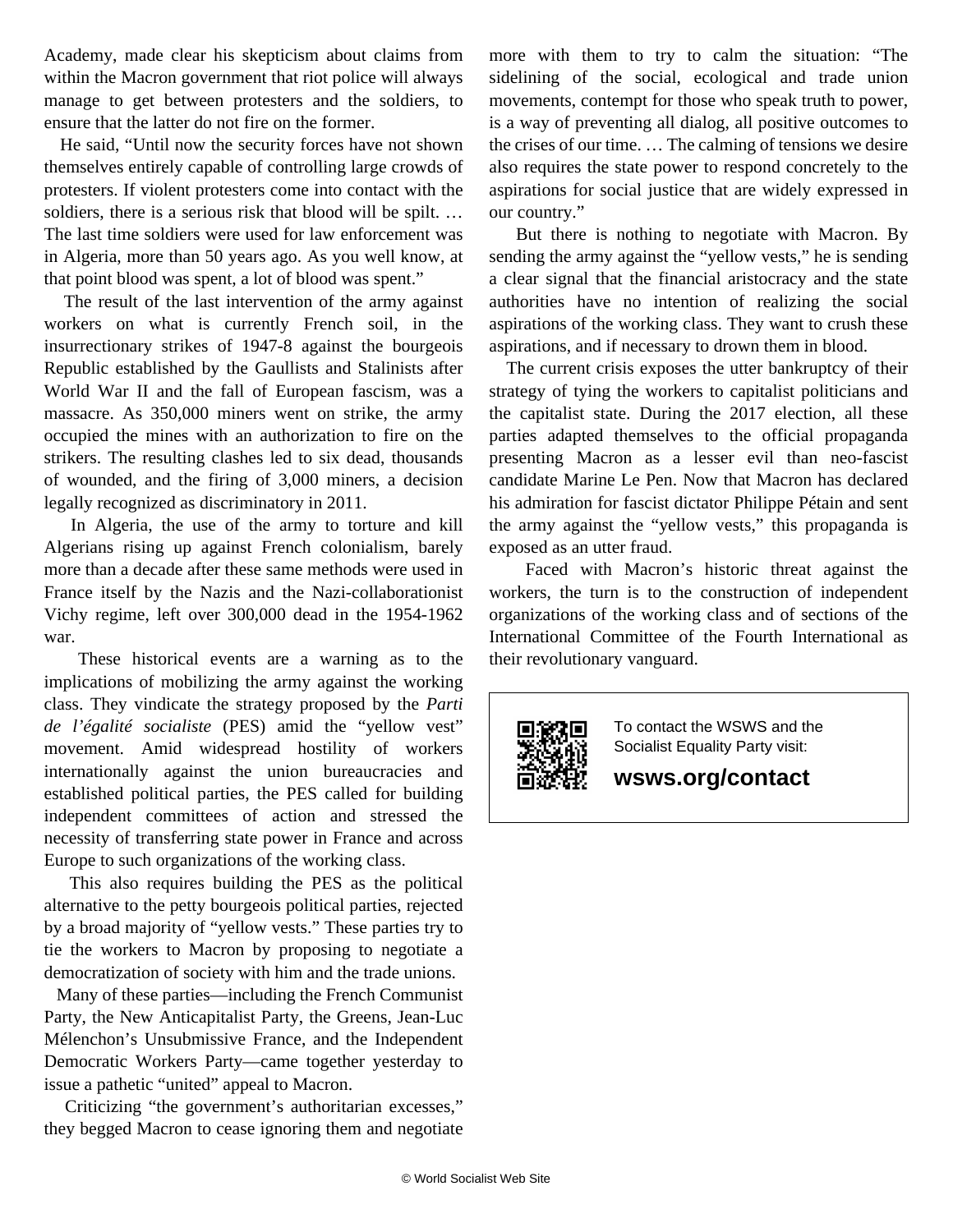Academy, made clear his skepticism about claims from within the Macron government that riot police will always manage to get between protesters and the soldiers, to ensure that the latter do not fire on the former.

He said, "Until now the security forces have not shown themselves entirely capable of controlling large crowds of protesters. If violent protesters come into contact with the soldiers, there is a serious risk that blood will be spilt. … The last time soldiers were used for law enforcement was in Algeria, more than 50 years ago. As you well know, at that point blood was spent, a lot of blood was spent."

The result of the last intervention of the army against workers on what is currently French soil, in the insurrectionary strikes of 1947-8 against the bourgeois Republic established by the Gaullists and Stalinists after World War II and the fall of European fascism, was a massacre. As 350,000 miners went on strike, the army occupied the mines with an authorization to fire on the strikers. The resulting clashes led to six dead, thousands of wounded, and the firing of 3,000 miners, a decision legally recognized as discriminatory in 2011.

In Algeria, the use of the army to torture and kill Algerians rising up against French colonialism, barely more than a decade after these same methods were used in France itself by the Nazis and the Nazi-collaborationist Vichy regime, left over 300,000 dead in the 1954-1962 war.

These historical events are a warning as to the implications of mobilizing the army against the working class. They vindicate the strategy proposed by the *Parti de l'égalité socialiste* (PES) amid the "yellow vest" movement. Amid widespread hostility of workers internationally against the union bureaucracies and established political parties, the PES called for building independent committees of action and stressed the necessity of transferring state power in France and across Europe to such organizations of the working class.

This also requires building the PES as the political alternative to the petty bourgeois political parties, rejected by a broad majority of "yellow vests." These parties try to tie the workers to Macron by proposing to negotiate a democratization of society with him and the trade unions.

Many of these parties—including the French Communist Party, the New Anticapitalist Party, the Greens, Jean-Luc Mélenchon's Unsubmissive France, and the Independent Democratic Workers Party—came together yesterday to issue a pathetic "united" appeal to Macron.

Criticizing "the government's authoritarian excesses," they begged Macron to cease ignoring them and negotiate more with them to try to calm the situation: "The sidelining of the social, ecological and trade union movements, contempt for those who speak truth to power, is a way of preventing all dialog, all positive outcomes to the crises of our time. … The calming of tensions we desire also requires the state power to respond concretely to the aspirations for social justice that are widely expressed in our country."

But there is nothing to negotiate with Macron. By sending the army against the "yellow vests," he is sending a clear signal that the financial aristocracy and the state authorities have no intention of realizing the social aspirations of the working class. They want to crush these aspirations, and if necessary to drown them in blood.

The current crisis exposes the utter bankruptcy of their strategy of tying the workers to capitalist politicians and the capitalist state. During the 2017 election, all these parties adapted themselves to the official propaganda presenting Macron as a lesser evil than neo-fascist candidate Marine Le Pen. Now that Macron has declared his admiration for fascist dictator Philippe Pétain and sent the army against the "yellow vests," this propaganda is exposed as an utter fraud.

Faced with Macron's historic threat against the workers, the turn is to the construction of independent organizations of the working class and of sections of the International Committee of the Fourth International as their revolutionary vanguard.

To contact the WSWS and the Socialist Equality Party visit:

**wsws.org/contact**